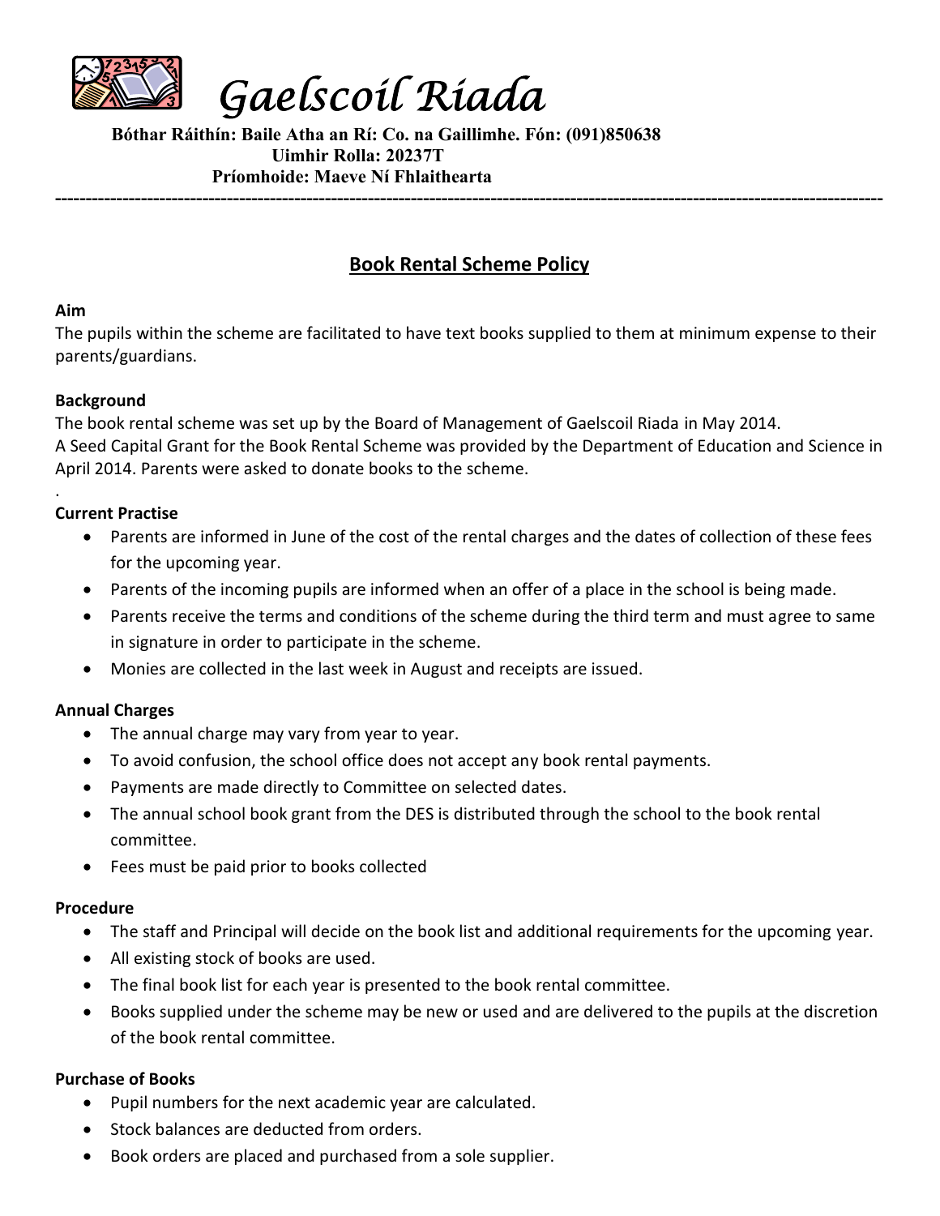# Gaelscoil Ríada

**Bóthar Ráithín: Baile Atha an Rí: Co. na Gaillimhe. Fón: (091)850638**
**Uimhir Rolla: 20237T**
**Príomhoide: Maeve Ní Fhlaithearta**

---

## Book Rental Scheme Policy

**Aim**

The pupils within the scheme are facilitated to have text books supplied to them at minimum expense to their parents/guardians.

**Background**

The book rental scheme was set up by the Board of Management of Gaelscoil Riada in May 2014.
A Seed Capital Grant for the Book Rental Scheme was provided by the Department of Education and Science in April 2014. Parents were asked to donate books to the scheme.

.

**Current Practise**

- Parents are informed in June of the cost of the rental charges and the dates of collection of these fees for the upcoming year.
- Parents of the incoming pupils are informed when an offer of a place in the school is being made.
- Parents receive the terms and conditions of the scheme during the third term and must agree to same in signature in order to participate in the scheme.
- Monies are collected in the last week in August and receipts are issued.

**Annual Charges**

- The annual charge may vary from year to year.
- To avoid confusion, the school office does not accept any book rental payments.
- Payments are made directly to Committee on selected dates.
- The annual school book grant from the DES is distributed through the school to the book rental committee.
- Fees must be paid prior to books collected

**Procedure**

- The staff and Principal will decide on the book list and additional requirements for the upcoming year.
- All existing stock of books are used.
- The final book list for each year is presented to the book rental committee.
- Books supplied under the scheme may be new or used and are delivered to the pupils at the discretion of the book rental committee.

**Purchase of Books**

- Pupil numbers for the next academic year are calculated.
- Stock balances are deducted from orders.
- Book orders are placed and purchased from a sole supplier.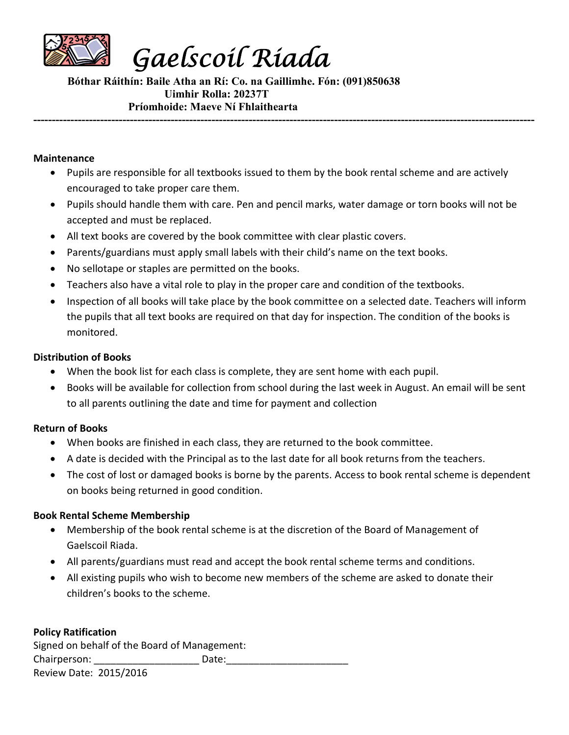# *Gaelscoil Riada*

**Bóthar Ráithín: Baile Atha an Rí: Co. na Gaillimhe. Fón: (091)850638**
**Uimhir Rolla: 20237T**
**Príomhoide: Maeve Ní Fhlaithearta**

---

**Maintenance**

- Pupils are responsible for all textbooks issued to them by the book rental scheme and are actively encouraged to take proper care them.
- Pupils should handle them with care. Pen and pencil marks, water damage or torn books will not be accepted and must be replaced.
- All text books are covered by the book committee with clear plastic covers.
- Parents/guardians must apply small labels with their child's name on the text books.
- No sellotape or staples are permitted on the books.
- Teachers also have a vital role to play in the proper care and condition of the textbooks.
- Inspection of all books will take place by the book committee on a selected date. Teachers will inform the pupils that all text books are required on that day for inspection. The condition of the books is monitored.

**Distribution of Books**

- When the book list for each class is complete, they are sent home with each pupil.
- Books will be available for collection from school during the last week in August. An email will be sent to all parents outlining the date and time for payment and collection

**Return of Books**

- When books are finished in each class, they are returned to the book committee.
- A date is decided with the Principal as to the last date for all book returns from the teachers.
- The cost of lost or damaged books is borne by the parents. Access to book rental scheme is dependent on books being returned in good condition.

**Book Rental Scheme Membership**

- Membership of the book rental scheme is at the discretion of the Board of Management of Gaelscoil Riada.
- All parents/guardians must read and accept the book rental scheme terms and conditions.
- All existing pupils who wish to become new members of the scheme are asked to donate their children's books to the scheme.

**Policy Ratification**

Signed on behalf of the Board of Management:
Chairperson: ___________________ Date:______________________
Review Date: 2015/2016